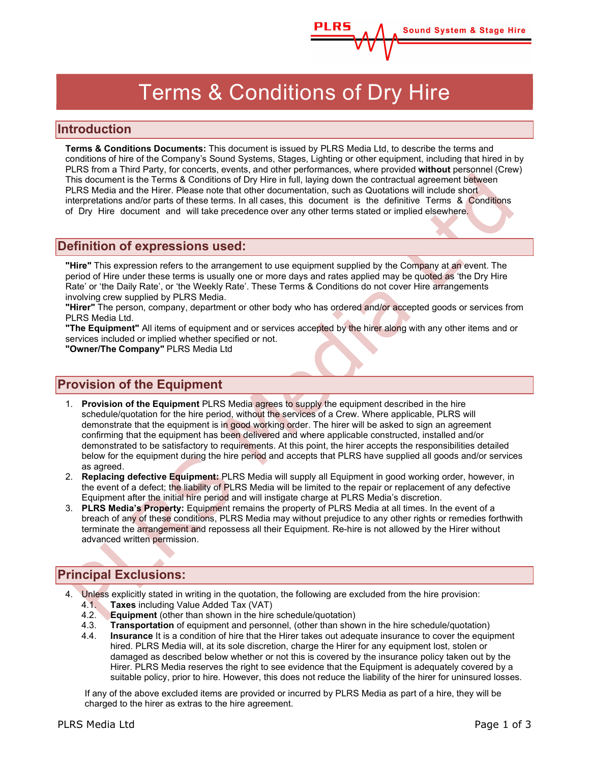# Terms & Conditions of Dry Hire

## Introduction

**Terms & Conditions Documents:** This document is issued by PLRS Media Ltd, to describe the terms and conditions of hire of the Company's Sound Systems, Stages, Lighting or other equipment, including that hired in by PLRS from a Third Party, for concerts, events, and other performances, where provided **without** personnel (Crew) This document is the Terms & Conditions of Dry Hire in full, laying down the contractual agreement between PLRS Media and the Hirer. Please note that other documentation, such as Quotations will include short interpretations and/or parts of these terms. In all cases, this document is the definitive Terms & Conditions of Dry Hire document and will take precedence over any other terms stated or implied elsewhere.

## Definition of expressions used:

**"Hire"** This expression refers to the arrangement to use equipment supplied by the Company at an event. The period of Hire under these terms is usually one or more days and rates applied may be quoted as 'the Dry Hire Rate' or 'the Daily Rate', or 'the Weekly Rate'. These Terms & Conditions do not cover Hire arrangements involving crew supplied by PLRS Media.

**"Hirer"** The person, company, department or other body who has ordered and/or accepted goods or services from PLRS Media Ltd.

**"The Equipment"** All items of equipment and or services accepted by the hirer along with any other items and or services included or implied whether specified or not.

**"Owner/The Company"** PLRS Media Ltd

## Provision of the Equipment

1. **Provision of the Equipment** PLRS Media agrees to supply the equipment described in the hire schedule/quotation for the hire period, without the services of a Crew. Where applicable, PLRS will demonstrate that the equipment is in good working order. The hirer will be asked to sign an agreement confirming that the equipment has been delivered and where applicable constructed, installed and/or demonstrated to be satisfactory to requirements. At this point, the hirer accepts the responsibilities detailed below for the equipment during the hire period and accepts that PLRS have supplied all goods and/or services as agreed.
2. **Replacing defective Equipment:** PLRS Media will supply all Equipment in good working order, however, in the event of a defect; the liability of PLRS Media will be limited to the repair or replacement of any defective Equipment after the initial hire period and will instigate charge at PLRS Media's discretion.
3. **PLRS Media's Property:** Equipment remains the property of PLRS Media at all times. In the event of a breach of any of these conditions, PLRS Media may without prejudice to any other rights or remedies forthwith terminate the arrangement and repossess all their Equipment. Re-hire is not allowed by the Hirer without advanced written permission.

## Principal Exclusions:

4. Unless explicitly stated in writing in the quotation, the following are excluded from the hire provision:
   - 4.1. **Taxes** including Value Added Tax (VAT)
   - 4.2. **Equipment** (other than shown in the hire schedule/quotation)
   - 4.3. **Transportation** of equipment and personnel, (other than shown in the hire schedule/quotation)
   - 4.4. **Insurance** It is a condition of hire that the Hirer takes out adequate insurance to cover the equipment hired. PLRS Media will, at its sole discretion, charge the Hirer for any equipment lost, stolen or damaged as described below whether or not this is covered by the insurance policy taken out by the Hirer. PLRS Media reserves the right to see evidence that the Equipment is adequately covered by a suitable policy, prior to hire. However, this does not reduce the liability of the hirer for uninsured losses.

   If any of the above excluded items are provided or incurred by PLRS Media as part of a hire, they will be charged to the hirer as extras to the hire agreement.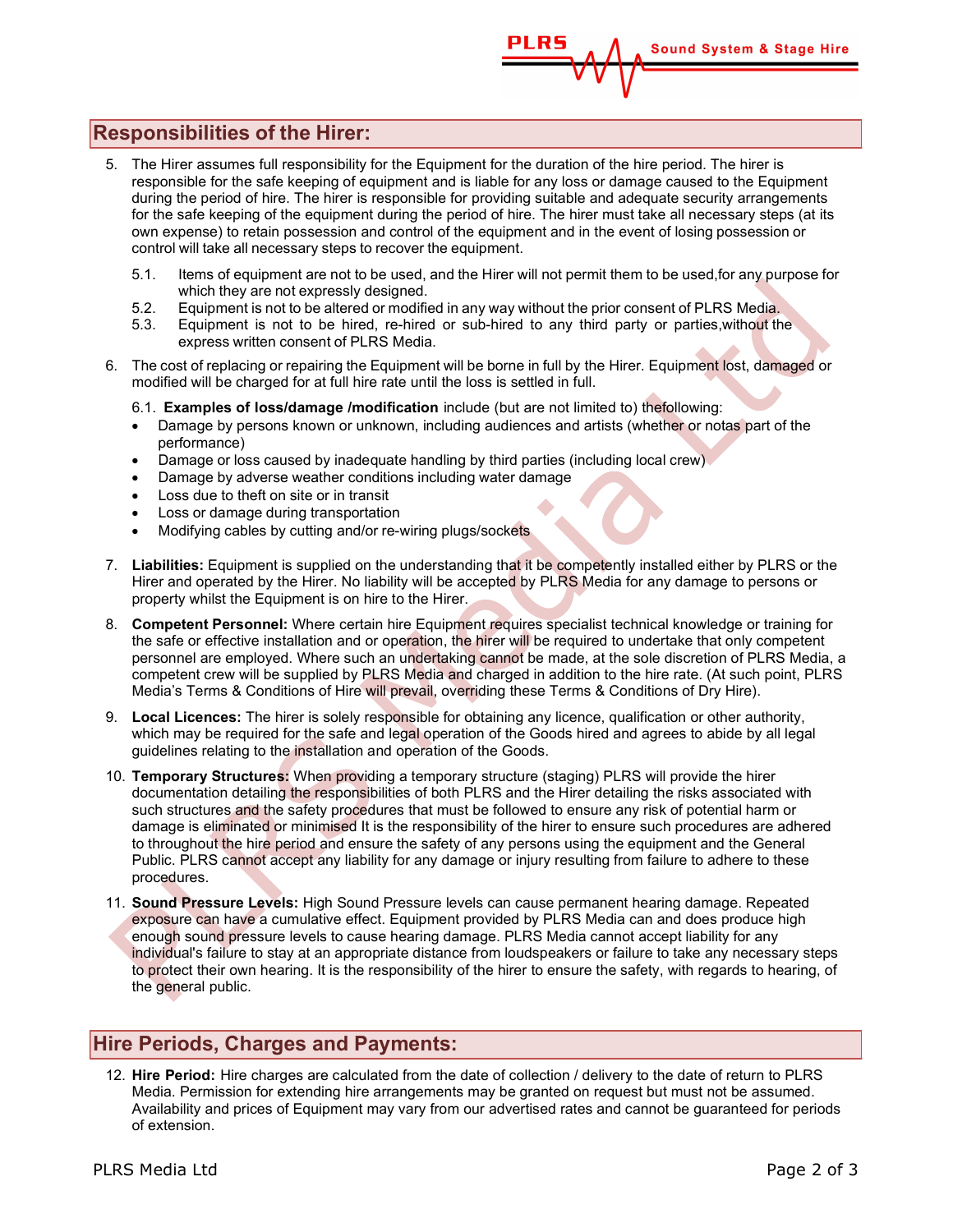## Responsibilities of the Hirer:

5. The Hirer assumes full responsibility for the Equipment for the duration of the hire period. The hirer is responsible for the safe keeping of equipment and is liable for any loss or damage caused to the Equipment during the period of hire. The hirer is responsible for providing suitable and adequate security arrangements for the safe keeping of the equipment during the period of hire. The hirer must take all necessary steps (at its own expense) to retain possession and control of the equipment and in the event of losing possession or control will take all necessary steps to recover the equipment.

   5.1. Items of equipment are not to be used, and the Hirer will not permit them to be used,for any purpose for which they are not expressly designed.

   5.2. Equipment is not to be altered or modified in any way without the prior consent of PLRS Media.

   5.3. Equipment is not to be hired, re-hired or sub-hired to any third party or parties,without the express written consent of PLRS Media.

6. The cost of replacing or repairing the Equipment will be borne in full by the Hirer. Equipment lost, damaged or modified will be charged for at full hire rate until the loss is settled in full.

   6.1. **Examples of loss/damage /modification** include (but are not limited to) thefollowing:

   - Damage by persons known or unknown, including audiences and artists (whether or notas part of the performance)
   - Damage or loss caused by inadequate handling by third parties (including local crew)
   - Damage by adverse weather conditions including water damage
   - Loss due to theft on site or in transit
   - Loss or damage during transportation
   - Modifying cables by cutting and/or re-wiring plugs/sockets

7. **Liabilities:** Equipment is supplied on the understanding that it be competently installed either by PLRS or the Hirer and operated by the Hirer. No liability will be accepted by PLRS Media for any damage to persons or property whilst the Equipment is on hire to the Hirer.

8. **Competent Personnel:** Where certain hire Equipment requires specialist technical knowledge or training for the safe or effective installation and or operation, the hirer will be required to undertake that only competent personnel are employed. Where such an undertaking cannot be made, at the sole discretion of PLRS Media, a competent crew will be supplied by PLRS Media and charged in addition to the hire rate. (At such point, PLRS Media's Terms & Conditions of Hire will prevail, overriding these Terms & Conditions of Dry Hire).

9. **Local Licences:** The hirer is solely responsible for obtaining any licence, qualification or other authority, which may be required for the safe and legal operation of the Goods hired and agrees to abide by all legal guidelines relating to the installation and operation of the Goods.

10. **Temporary Structures:** When providing a temporary structure (staging) PLRS will provide the hirer documentation detailing the responsibilities of both PLRS and the Hirer detailing the risks associated with such structures and the safety procedures that must be followed to ensure any risk of potential harm or damage is eliminated or minimised It is the responsibility of the hirer to ensure such procedures are adhered to throughout the hire period and ensure the safety of any persons using the equipment and the General Public. PLRS cannot accept any liability for any damage or injury resulting from failure to adhere to these procedures.

11. **Sound Pressure Levels:** High Sound Pressure levels can cause permanent hearing damage. Repeated exposure can have a cumulative effect. Equipment provided by PLRS Media can and does produce high enough sound pressure levels to cause hearing damage. PLRS Media cannot accept liability for any individual's failure to stay at an appropriate distance from loudspeakers or failure to take any necessary steps to protect their own hearing. It is the responsibility of the hirer to ensure the safety, with regards to hearing, of the general public.

## Hire Periods, Charges and Payments:

12. **Hire Period:** Hire charges are calculated from the date of collection / delivery to the date of return to PLRS Media. Permission for extending hire arrangements may be granted on request but must not be assumed. Availability and prices of Equipment may vary from our advertised rates and cannot be guaranteed for periods of extension.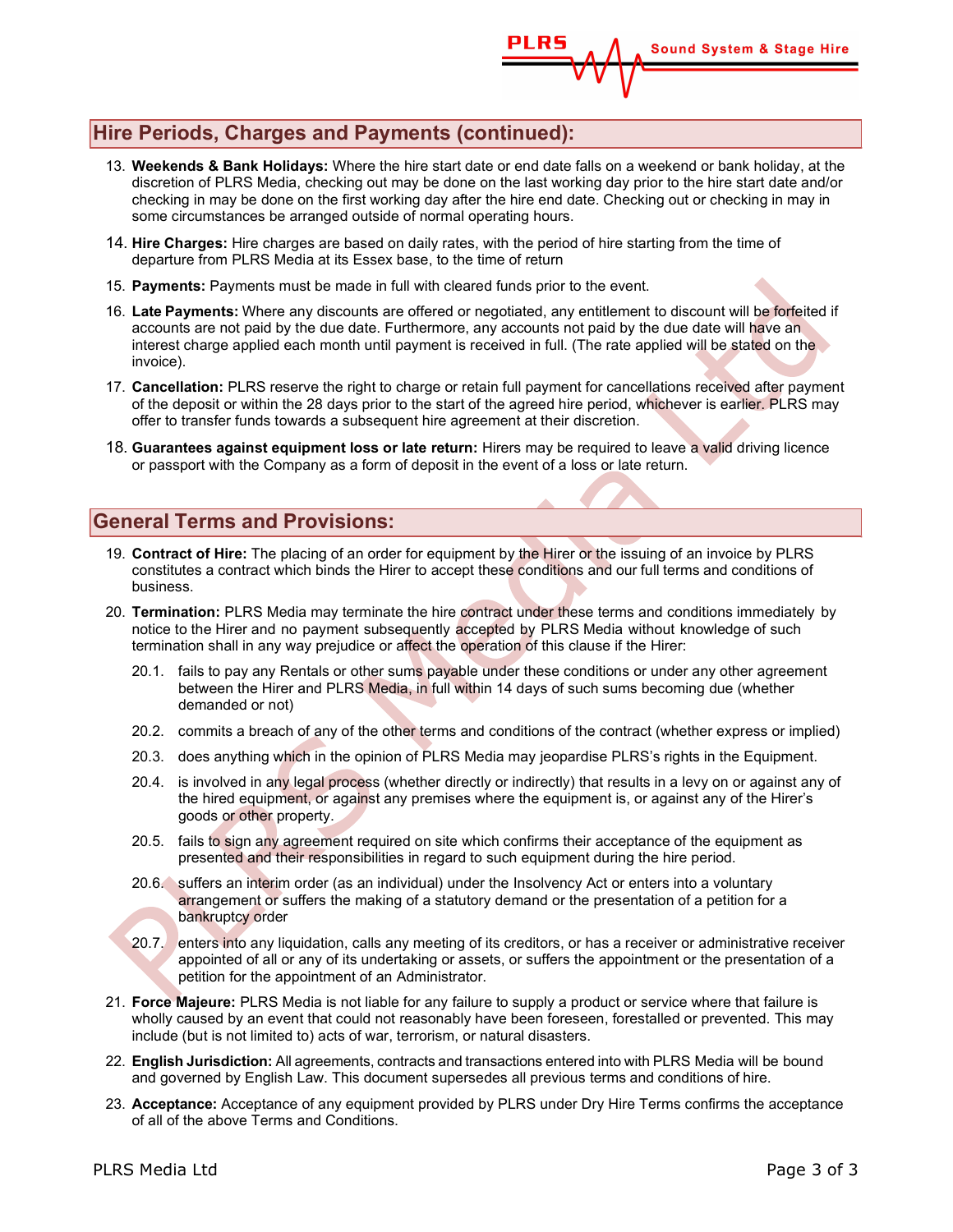## Hire Periods, Charges and Payments (continued):

13. **Weekends & Bank Holidays:** Where the hire start date or end date falls on a weekend or bank holiday, at the discretion of PLRS Media, checking out may be done on the last working day prior to the hire start date and/or checking in may be done on the first working day after the hire end date. Checking out or checking in may in some circumstances be arranged outside of normal operating hours.
14. **Hire Charges:** Hire charges are based on daily rates, with the period of hire starting from the time of departure from PLRS Media at its Essex base, to the time of return
15. **Payments:** Payments must be made in full with cleared funds prior to the event.
16. **Late Payments:** Where any discounts are offered or negotiated, any entitlement to discount will be forfeited if accounts are not paid by the due date. Furthermore, any accounts not paid by the due date will have an interest charge applied each month until payment is received in full. (The rate applied will be stated on the invoice).
17. **Cancellation:** PLRS reserve the right to charge or retain full payment for cancellations received after payment of the deposit or within the 28 days prior to the start of the agreed hire period, whichever is earlier. PLRS may offer to transfer funds towards a subsequent hire agreement at their discretion.
18. **Guarantees against equipment loss or late return:** Hirers may be required to leave a valid driving licence or passport with the Company as a form of deposit in the event of a loss or late return.

## General Terms and Provisions:

19. **Contract of Hire:** The placing of an order for equipment by the Hirer or the issuing of an invoice by PLRS constitutes a contract which binds the Hirer to accept these conditions and our full terms and conditions of business.
20. **Termination:** PLRS Media may terminate the hire contract under these terms and conditions immediately by notice to the Hirer and no payment subsequently accepted by PLRS Media without knowledge of such termination shall in any way prejudice or affect the operation of this clause if the Hirer:
    - 20.1. fails to pay any Rentals or other sums payable under these conditions or under any other agreement between the Hirer and PLRS Media, in full within 14 days of such sums becoming due (whether demanded or not)
    - 20.2. commits a breach of any of the other terms and conditions of the contract (whether express or implied)
    - 20.3. does anything which in the opinion of PLRS Media may jeopardise PLRS's rights in the Equipment.
    - 20.4. is involved in any legal process (whether directly or indirectly) that results in a levy on or against any of the hired equipment, or against any premises where the equipment is, or against any of the Hirer's goods or other property.
    - 20.5. fails to sign any agreement required on site which confirms their acceptance of the equipment as presented and their responsibilities in regard to such equipment during the hire period.
    - 20.6. suffers an interim order (as an individual) under the Insolvency Act or enters into a voluntary arrangement or suffers the making of a statutory demand or the presentation of a petition for a bankruptcy order
    - 20.7. enters into any liquidation, calls any meeting of its creditors, or has a receiver or administrative receiver appointed of all or any of its undertaking or assets, or suffers the appointment or the presentation of a petition for the appointment of an Administrator.
21. **Force Majeure:** PLRS Media is not liable for any failure to supply a product or service where that failure is wholly caused by an event that could not reasonably have been foreseen, forestalled or prevented. This may include (but is not limited to) acts of war, terrorism, or natural disasters.
22. **English Jurisdiction:** All agreements, contracts and transactions entered into with PLRS Media will be bound and governed by English Law. This document supersedes all previous terms and conditions of hire.
23. **Acceptance:** Acceptance of any equipment provided by PLRS under Dry Hire Terms confirms the acceptance of all of the above Terms and Conditions.